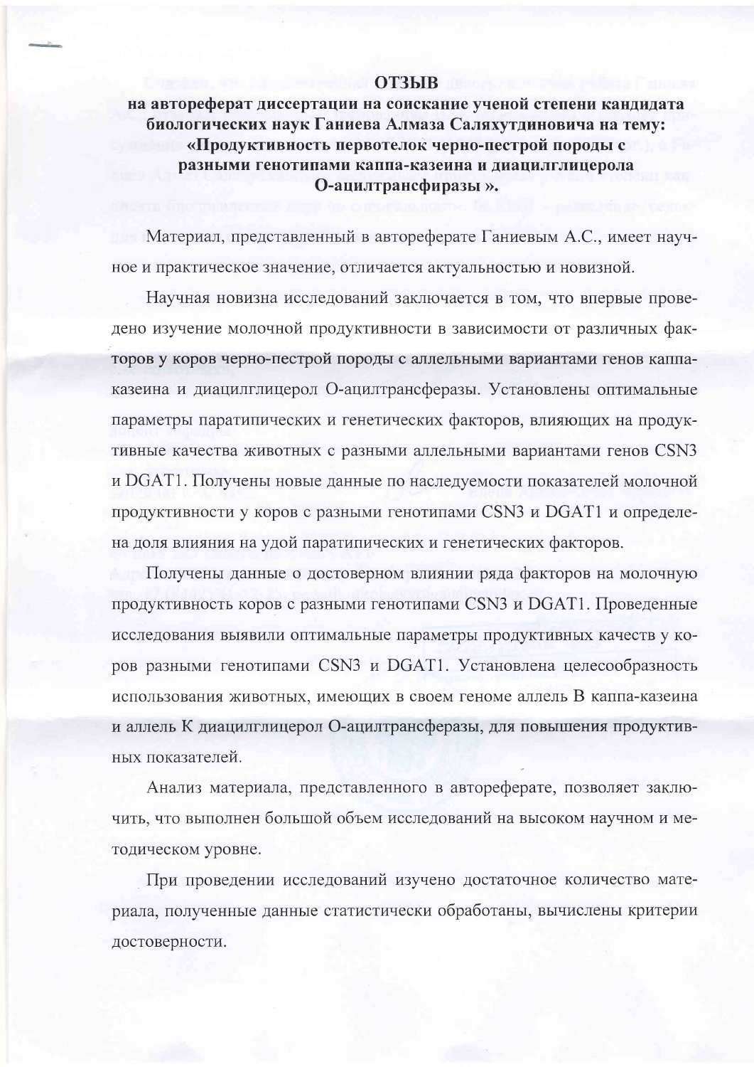# ОТЗЫВ

**на автореферат диссертации на соискание ученой степени кандидата биологических наук Ганиева Алмаза Саляхутдиновича на тему: «Продуктивность первотелок черно-пестрой породы с разными генотипами каппа-казеина и диацилглицерола О-ацилтрансфиразы ».**

Материал, представленный в автореферате Ганиевым А.С., имеет научное и практическое значение, отличается актуальностью и новизной.

Научная новизна исследований заключается в том, что впервые проведено изучение молочной продуктивности в зависимости от различных факторов у коров черно-пестрой породы с аллельными вариантами генов каппа-казеина и диацилглицерол О-ацилтрансферазы. Установлены оптимальные параметры паратипических и генетических факторов, влияющих на продуктивные качества животных с разными аллельными вариантами генов CSN3 и DGAT1. Получены новые данные по наследуемости показателей молочной продуктивности у коров с разными генотипами CSN3 и DGAT1 и определена доля влияния на удой паратипических и генетических факторов.

Получены данные о достоверном влиянии ряда факторов на молочную продуктивность коров с разными генотипами CSN3 и DGAT1. Проведенные исследования выявили оптимальные параметры продуктивных качеств у коров разными генотипами CSN3 и DGAT1. Установлена целесообразность использования животных, имеющих в своем геноме аллель В каппа-казеина и аллель К диацилглицерол О-ацилтрансферазы, для повышения продуктивных показателей.

Анализ материала, представленного в автореферате, позволяет заключить, что выполнен большой объем исследований на высоком научном и методическом уровне.

При проведении исследований изучено достаточное количество материала, полученные данные статистически обработаны, вычислены критерии достоверности.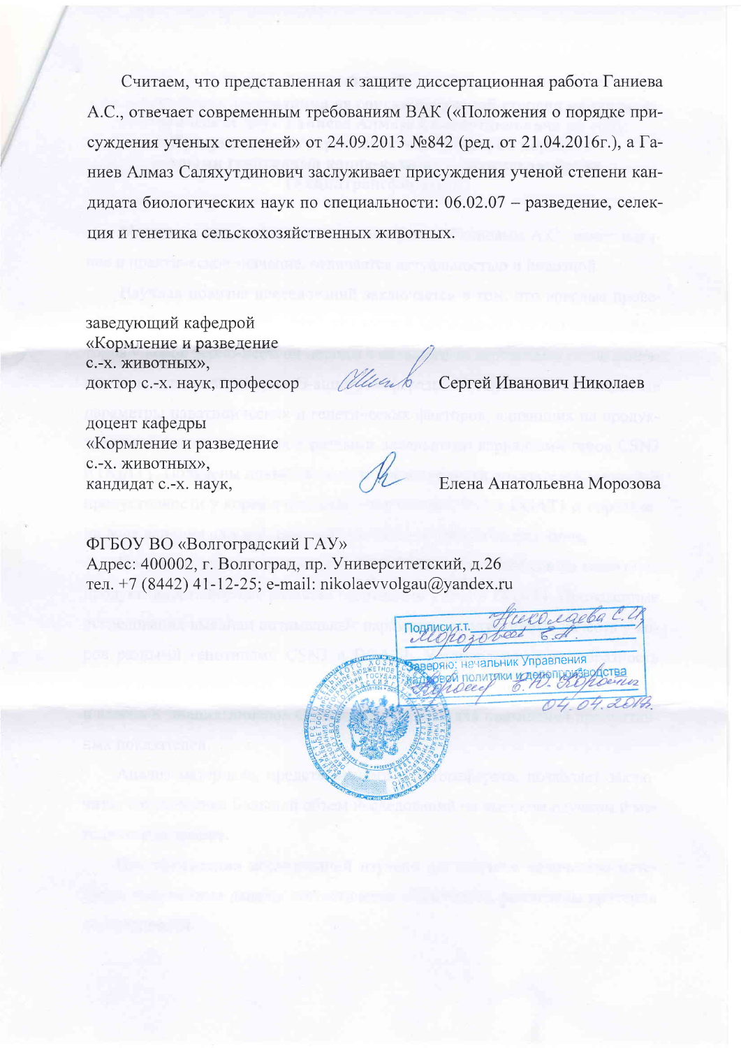Считаем, что представленная к защите диссертационная работа Ганиева А.С., отвечает современным требованиям ВАК («Положения о порядке присуждения ученых степеней» от 24.09.2013 №842 (ред. от 21.04.2016г.), а Ганиев Алмаз Саляхутдинович заслуживает присуждения ученой степени кандидата биологических наук по специальности: 06.02.07 – разведение, селекция и генетика сельскохозяйственных животных.

заведующий кафедрой
«Кормление и разведение
с.-х. животных»,
доктор с.-х. наук, профессор Сергей Иванович Николаев

доцент кафедры
«Кормление и разведение
с.-х. животных»,
кандидат с.-х. наук, Елена Анатольевна Морозова

ФГБОУ ВО «Волгоградский ГАУ»
Адрес: 400002, г. Волгоград, пр. Университетский, д.26
тел. +7 (8442) 41-12-25; e-mail: nikolaevvolgau@yandex.ru

Подписи т.т. Николаева С.И., Морозовой Е.А.
Заверяю: начальник Управления кадровой политики и делопроизводства
Е.Ю. Воронова
04.04.2018.